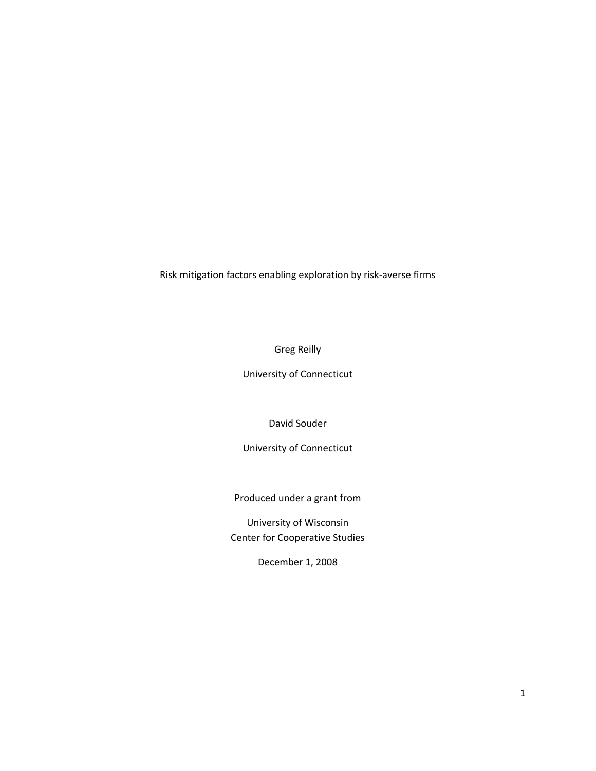# Risk mitigation factors enabling exploration by risk-averse firms

Greg Reilly

University of Connecticut

David Souder

University of Connecticut

Produced under a grant from

University of Wisconsin
Center for Cooperative Studies

December 1, 2008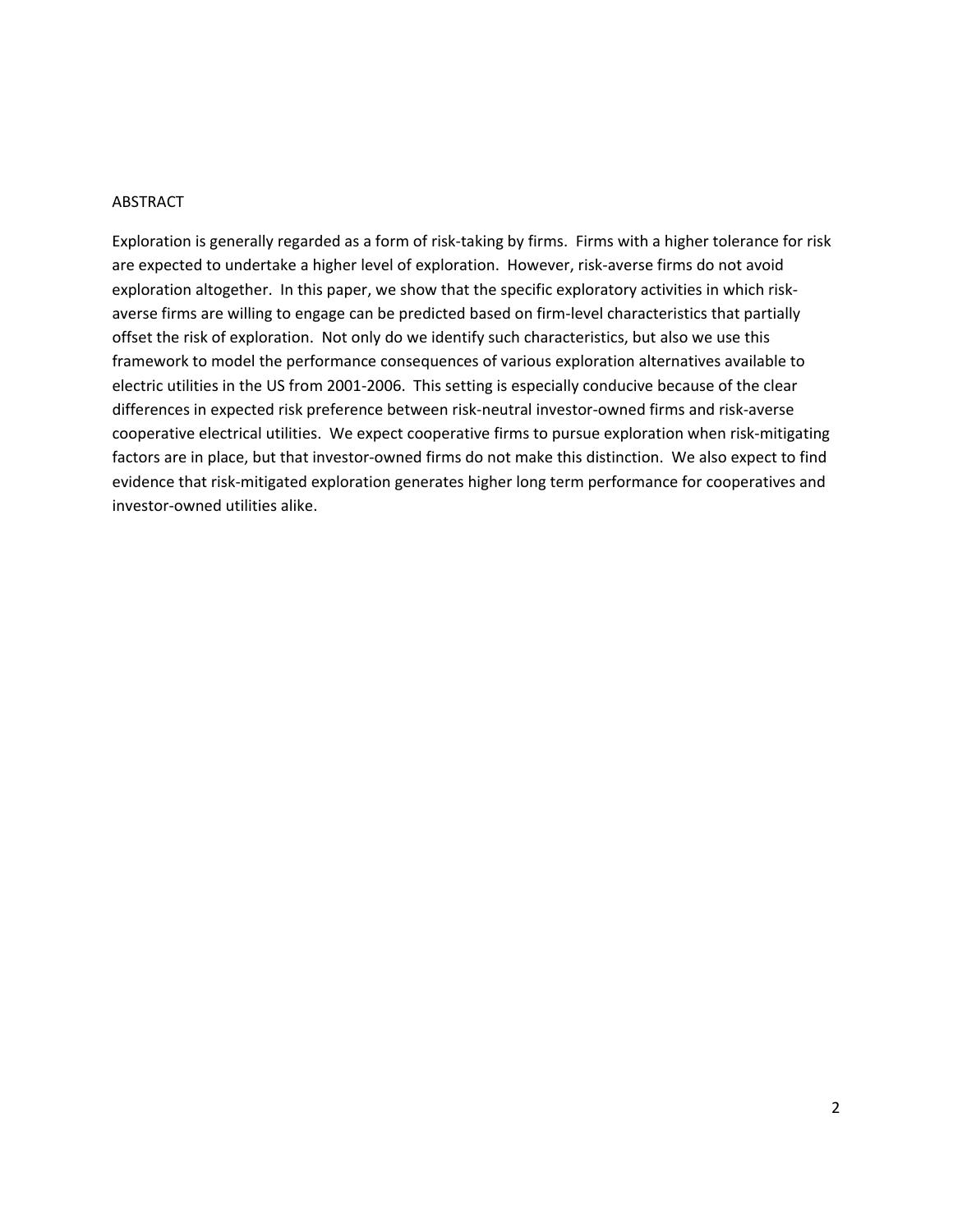## ABSTRACT

Exploration is generally regarded as a form of risk-taking by firms. Firms with a higher tolerance for risk are expected to undertake a higher level of exploration. However, risk-averse firms do not avoid exploration altogether. In this paper, we show that the specific exploratory activities in which risk-averse firms are willing to engage can be predicted based on firm-level characteristics that partially offset the risk of exploration. Not only do we identify such characteristics, but also we use this framework to model the performance consequences of various exploration alternatives available to electric utilities in the US from 2001-2006. This setting is especially conducive because of the clear differences in expected risk preference between risk-neutral investor-owned firms and risk-averse cooperative electrical utilities. We expect cooperative firms to pursue exploration when risk-mitigating factors are in place, but that investor-owned firms do not make this distinction. We also expect to find evidence that risk-mitigated exploration generates higher long term performance for cooperatives and investor-owned utilities alike.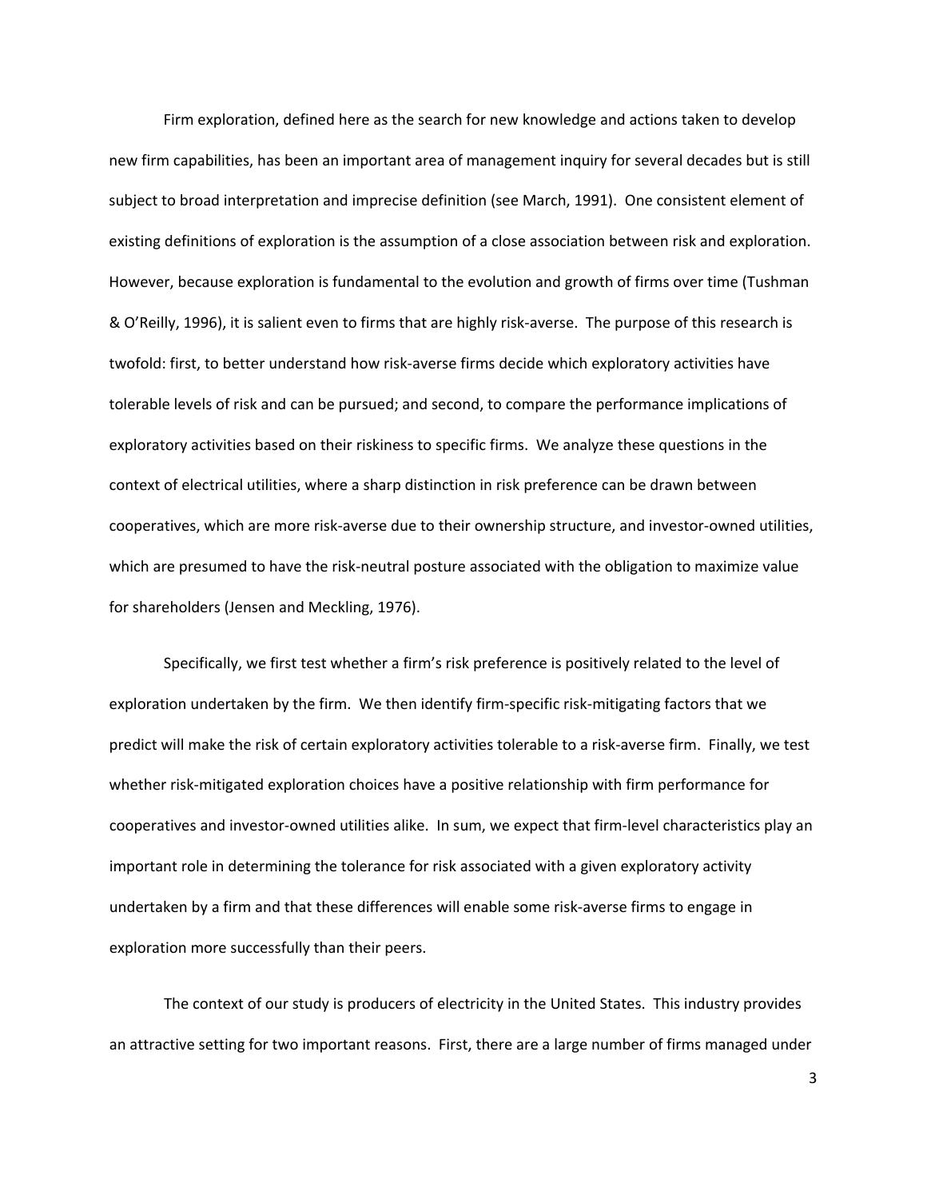Firm exploration, defined here as the search for new knowledge and actions taken to develop new firm capabilities, has been an important area of management inquiry for several decades but is still subject to broad interpretation and imprecise definition (see March, 1991). One consistent element of existing definitions of exploration is the assumption of a close association between risk and exploration. However, because exploration is fundamental to the evolution and growth of firms over time (Tushman & O'Reilly, 1996), it is salient even to firms that are highly risk-averse. The purpose of this research is twofold: first, to better understand how risk-averse firms decide which exploratory activities have tolerable levels of risk and can be pursued; and second, to compare the performance implications of exploratory activities based on their riskiness to specific firms. We analyze these questions in the context of electrical utilities, where a sharp distinction in risk preference can be drawn between cooperatives, which are more risk-averse due to their ownership structure, and investor-owned utilities, which are presumed to have the risk-neutral posture associated with the obligation to maximize value for shareholders (Jensen and Meckling, 1976).

Specifically, we first test whether a firm's risk preference is positively related to the level of exploration undertaken by the firm. We then identify firm-specific risk-mitigating factors that we predict will make the risk of certain exploratory activities tolerable to a risk-averse firm. Finally, we test whether risk-mitigated exploration choices have a positive relationship with firm performance for cooperatives and investor-owned utilities alike. In sum, we expect that firm-level characteristics play an important role in determining the tolerance for risk associated with a given exploratory activity undertaken by a firm and that these differences will enable some risk-averse firms to engage in exploration more successfully than their peers.

The context of our study is producers of electricity in the United States. This industry provides an attractive setting for two important reasons. First, there are a large number of firms managed under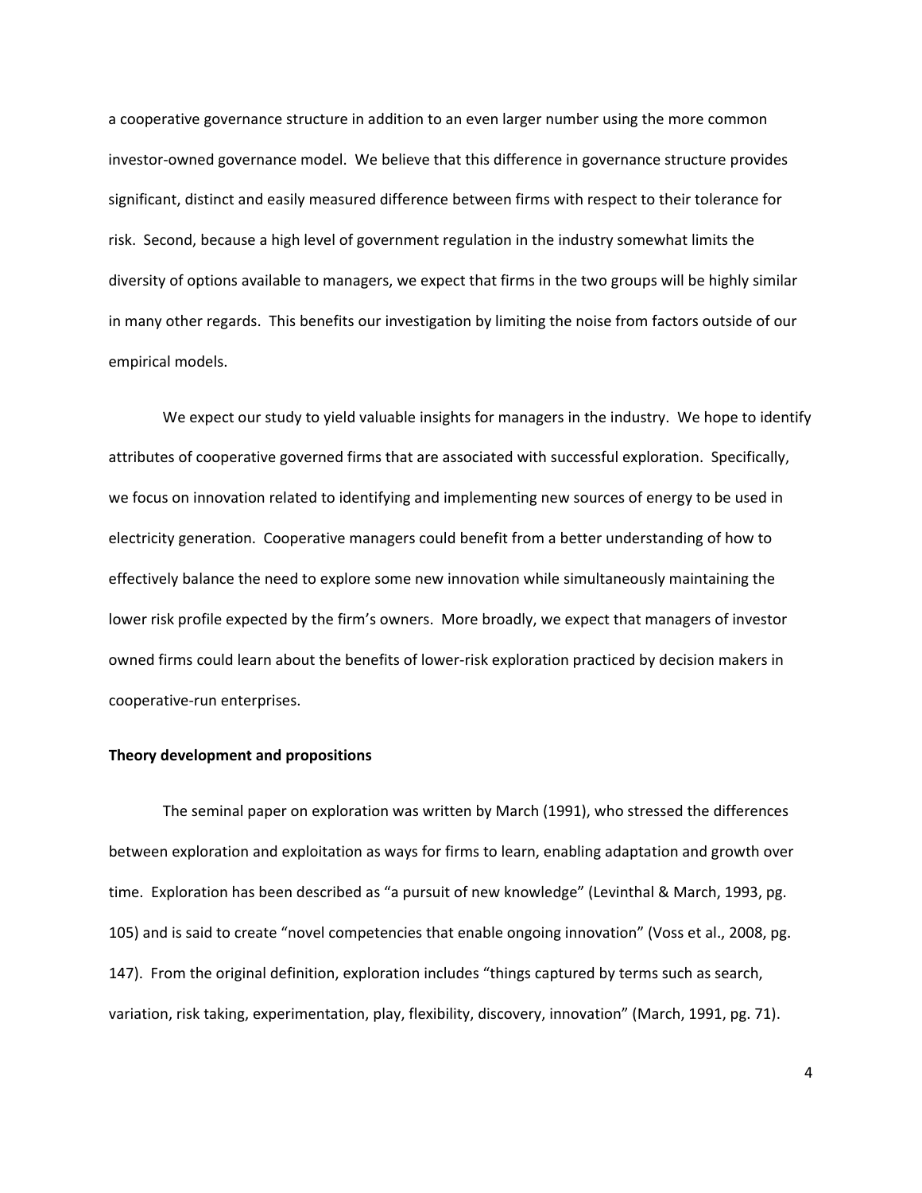a cooperative governance structure in addition to an even larger number using the more common investor-owned governance model. We believe that this difference in governance structure provides significant, distinct and easily measured difference between firms with respect to their tolerance for risk. Second, because a high level of government regulation in the industry somewhat limits the diversity of options available to managers, we expect that firms in the two groups will be highly similar in many other regards. This benefits our investigation by limiting the noise from factors outside of our empirical models.

We expect our study to yield valuable insights for managers in the industry. We hope to identify attributes of cooperative governed firms that are associated with successful exploration. Specifically, we focus on innovation related to identifying and implementing new sources of energy to be used in electricity generation. Cooperative managers could benefit from a better understanding of how to effectively balance the need to explore some new innovation while simultaneously maintaining the lower risk profile expected by the firm's owners. More broadly, we expect that managers of investor owned firms could learn about the benefits of lower-risk exploration practiced by decision makers in cooperative-run enterprises.

**Theory development and propositions**

The seminal paper on exploration was written by March (1991), who stressed the differences between exploration and exploitation as ways for firms to learn, enabling adaptation and growth over time. Exploration has been described as "a pursuit of new knowledge" (Levinthal & March, 1993, pg. 105) and is said to create "novel competencies that enable ongoing innovation" (Voss et al., 2008, pg. 147). From the original definition, exploration includes "things captured by terms such as search, variation, risk taking, experimentation, play, flexibility, discovery, innovation" (March, 1991, pg. 71).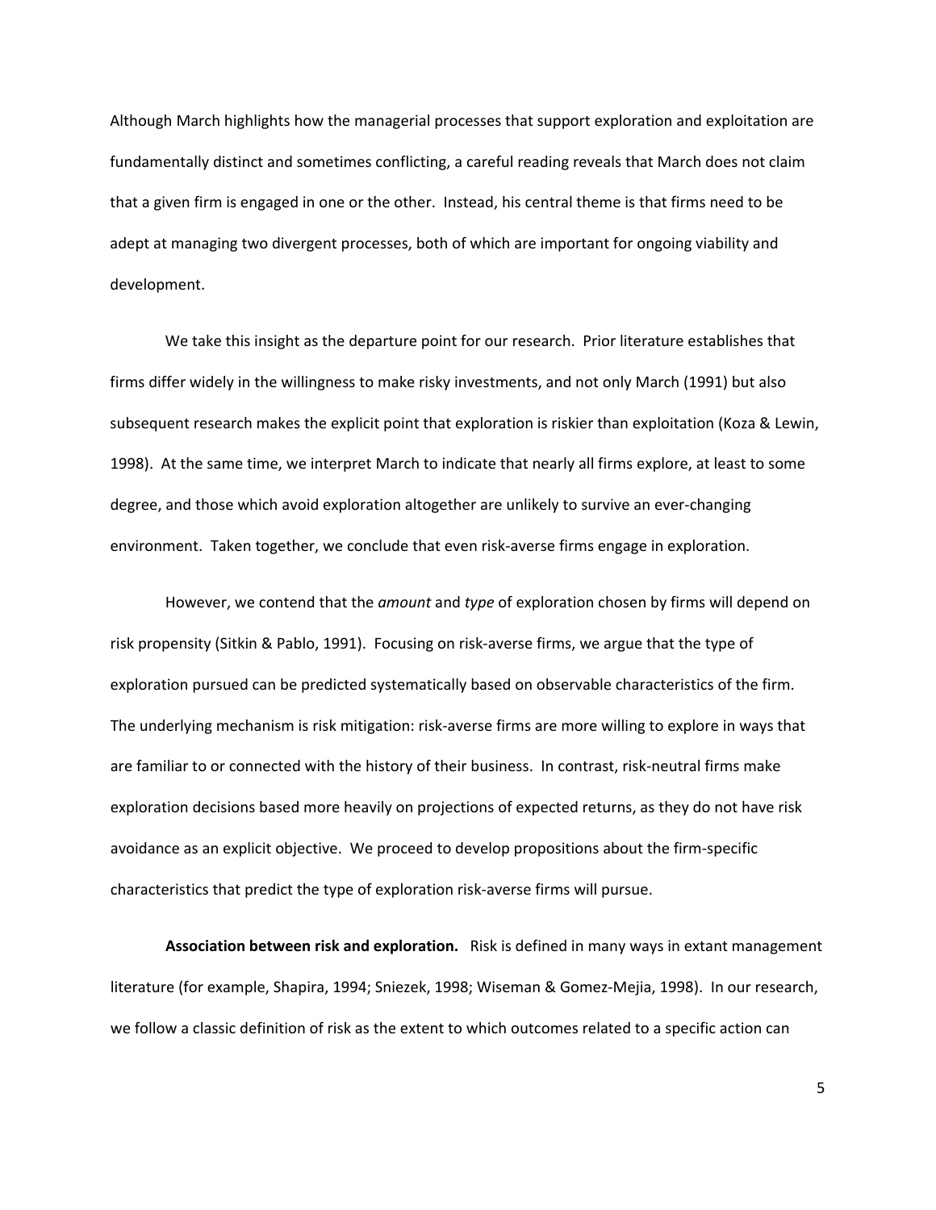Although March highlights how the managerial processes that support exploration and exploitation are fundamentally distinct and sometimes conflicting, a careful reading reveals that March does not claim that a given firm is engaged in one or the other. Instead, his central theme is that firms need to be adept at managing two divergent processes, both of which are important for ongoing viability and development.

We take this insight as the departure point for our research. Prior literature establishes that firms differ widely in the willingness to make risky investments, and not only March (1991) but also subsequent research makes the explicit point that exploration is riskier than exploitation (Koza & Lewin, 1998). At the same time, we interpret March to indicate that nearly all firms explore, at least to some degree, and those which avoid exploration altogether are unlikely to survive an ever-changing environment. Taken together, we conclude that even risk-averse firms engage in exploration.

However, we contend that the *amount* and *type* of exploration chosen by firms will depend on risk propensity (Sitkin & Pablo, 1991). Focusing on risk-averse firms, we argue that the type of exploration pursued can be predicted systematically based on observable characteristics of the firm. The underlying mechanism is risk mitigation: risk-averse firms are more willing to explore in ways that are familiar to or connected with the history of their business. In contrast, risk-neutral firms make exploration decisions based more heavily on projections of expected returns, as they do not have risk avoidance as an explicit objective. We proceed to develop propositions about the firm-specific characteristics that predict the type of exploration risk-averse firms will pursue.

**Association between risk and exploration.** Risk is defined in many ways in extant management literature (for example, Shapira, 1994; Sniezek, 1998; Wiseman & Gomez-Mejia, 1998). In our research, we follow a classic definition of risk as the extent to which outcomes related to a specific action can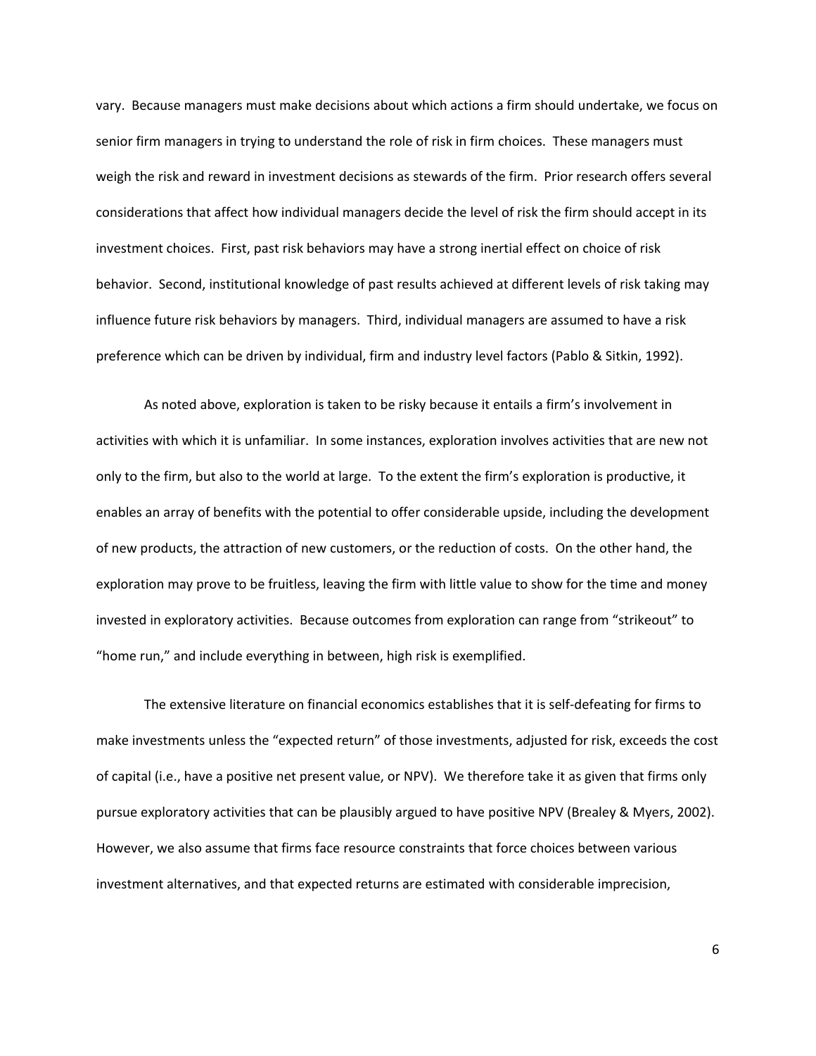vary. Because managers must make decisions about which actions a firm should undertake, we focus on senior firm managers in trying to understand the role of risk in firm choices. These managers must weigh the risk and reward in investment decisions as stewards of the firm. Prior research offers several considerations that affect how individual managers decide the level of risk the firm should accept in its investment choices. First, past risk behaviors may have a strong inertial effect on choice of risk behavior. Second, institutional knowledge of past results achieved at different levels of risk taking may influence future risk behaviors by managers. Third, individual managers are assumed to have a risk preference which can be driven by individual, firm and industry level factors (Pablo & Sitkin, 1992).

As noted above, exploration is taken to be risky because it entails a firm's involvement in activities with which it is unfamiliar. In some instances, exploration involves activities that are new not only to the firm, but also to the world at large. To the extent the firm's exploration is productive, it enables an array of benefits with the potential to offer considerable upside, including the development of new products, the attraction of new customers, or the reduction of costs. On the other hand, the exploration may prove to be fruitless, leaving the firm with little value to show for the time and money invested in exploratory activities. Because outcomes from exploration can range from "strikeout" to "home run," and include everything in between, high risk is exemplified.

The extensive literature on financial economics establishes that it is self-defeating for firms to make investments unless the "expected return" of those investments, adjusted for risk, exceeds the cost of capital (i.e., have a positive net present value, or NPV). We therefore take it as given that firms only pursue exploratory activities that can be plausibly argued to have positive NPV (Brealey & Myers, 2002). However, we also assume that firms face resource constraints that force choices between various investment alternatives, and that expected returns are estimated with considerable imprecision,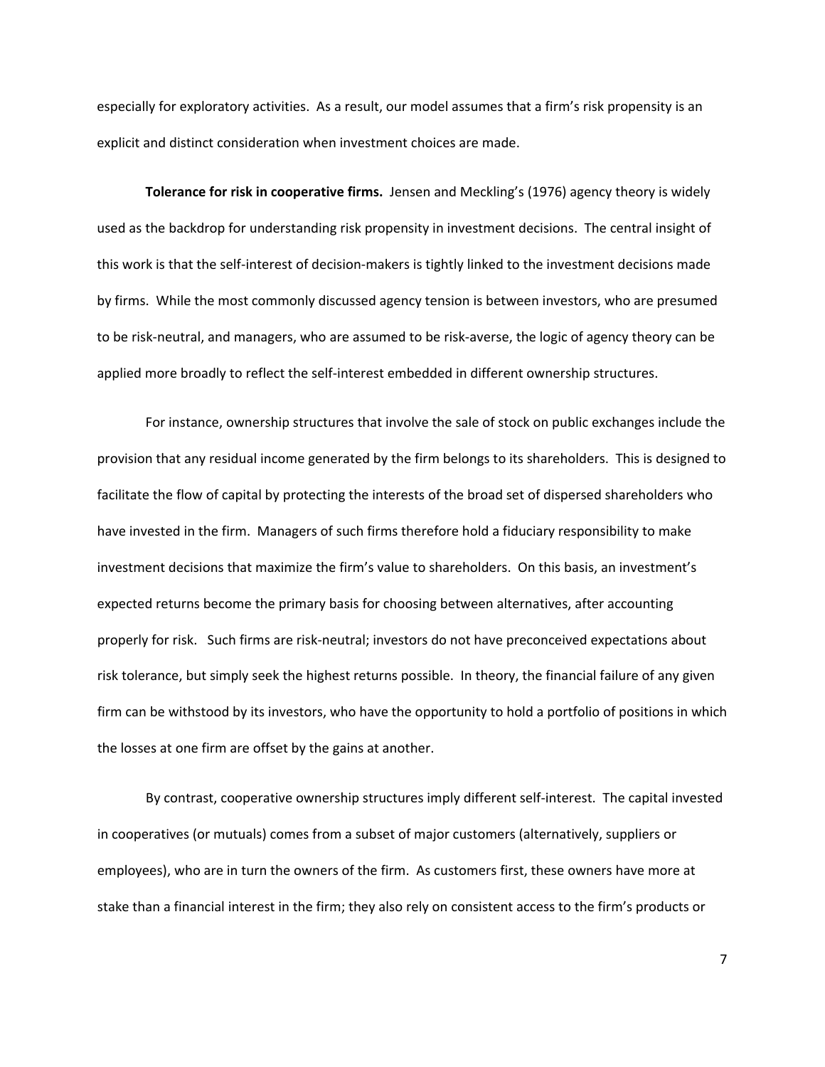especially for exploratory activities. As a result, our model assumes that a firm's risk propensity is an explicit and distinct consideration when investment choices are made.

**Tolerance for risk in cooperative firms.** Jensen and Meckling's (1976) agency theory is widely used as the backdrop for understanding risk propensity in investment decisions. The central insight of this work is that the self-interest of decision-makers is tightly linked to the investment decisions made by firms. While the most commonly discussed agency tension is between investors, who are presumed to be risk-neutral, and managers, who are assumed to be risk-averse, the logic of agency theory can be applied more broadly to reflect the self-interest embedded in different ownership structures.

For instance, ownership structures that involve the sale of stock on public exchanges include the provision that any residual income generated by the firm belongs to its shareholders. This is designed to facilitate the flow of capital by protecting the interests of the broad set of dispersed shareholders who have invested in the firm. Managers of such firms therefore hold a fiduciary responsibility to make investment decisions that maximize the firm's value to shareholders. On this basis, an investment's expected returns become the primary basis for choosing between alternatives, after accounting properly for risk. Such firms are risk-neutral; investors do not have preconceived expectations about risk tolerance, but simply seek the highest returns possible. In theory, the financial failure of any given firm can be withstood by its investors, who have the opportunity to hold a portfolio of positions in which the losses at one firm are offset by the gains at another.

By contrast, cooperative ownership structures imply different self-interest. The capital invested in cooperatives (or mutuals) comes from a subset of major customers (alternatively, suppliers or employees), who are in turn the owners of the firm. As customers first, these owners have more at stake than a financial interest in the firm; they also rely on consistent access to the firm's products or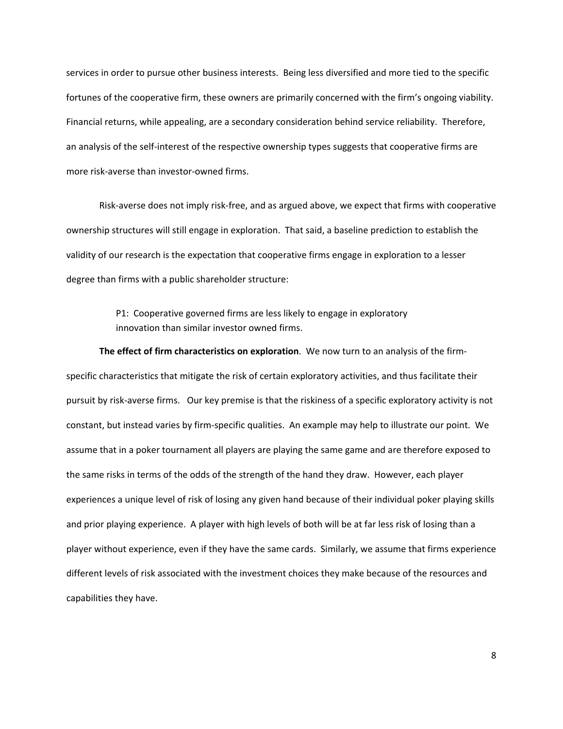services in order to pursue other business interests. Being less diversified and more tied to the specific fortunes of the cooperative firm, these owners are primarily concerned with the firm's ongoing viability. Financial returns, while appealing, are a secondary consideration behind service reliability. Therefore, an analysis of the self-interest of the respective ownership types suggests that cooperative firms are more risk-averse than investor-owned firms.

Risk-averse does not imply risk-free, and as argued above, we expect that firms with cooperative ownership structures will still engage in exploration. That said, a baseline prediction to establish the validity of our research is the expectation that cooperative firms engage in exploration to a lesser degree than firms with a public shareholder structure:

> P1: Cooperative governed firms are less likely to engage in exploratory innovation than similar investor owned firms.

**The effect of firm characteristics on exploration**. We now turn to an analysis of the firm-specific characteristics that mitigate the risk of certain exploratory activities, and thus facilitate their pursuit by risk-averse firms. Our key premise is that the riskiness of a specific exploratory activity is not constant, but instead varies by firm-specific qualities. An example may help to illustrate our point. We assume that in a poker tournament all players are playing the same game and are therefore exposed to the same risks in terms of the odds of the strength of the hand they draw. However, each player experiences a unique level of risk of losing any given hand because of their individual poker playing skills and prior playing experience. A player with high levels of both will be at far less risk of losing than a player without experience, even if they have the same cards. Similarly, we assume that firms experience different levels of risk associated with the investment choices they make because of the resources and capabilities they have.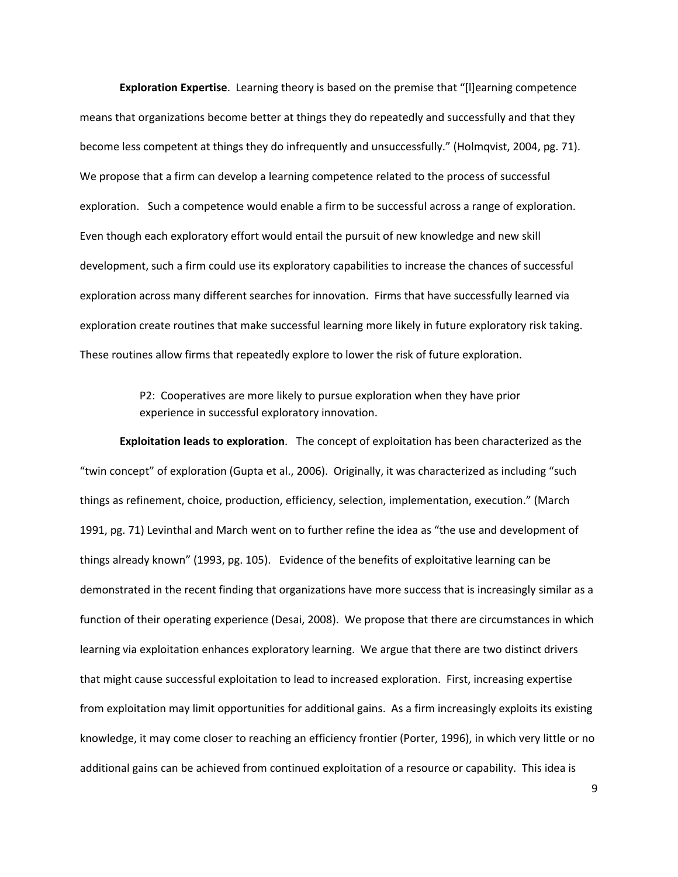**Exploration Expertise**. Learning theory is based on the premise that "[l]earning competence means that organizations become better at things they do repeatedly and successfully and that they become less competent at things they do infrequently and unsuccessfully." (Holmqvist, 2004, pg. 71). We propose that a firm can develop a learning competence related to the process of successful exploration. Such a competence would enable a firm to be successful across a range of exploration. Even though each exploratory effort would entail the pursuit of new knowledge and new skill development, such a firm could use its exploratory capabilities to increase the chances of successful exploration across many different searches for innovation. Firms that have successfully learned via exploration create routines that make successful learning more likely in future exploratory risk taking. These routines allow firms that repeatedly explore to lower the risk of future exploration.

> P2: Cooperatives are more likely to pursue exploration when they have prior experience in successful exploratory innovation.

**Exploitation leads to exploration**. The concept of exploitation has been characterized as the "twin concept" of exploration (Gupta et al., 2006). Originally, it was characterized as including "such things as refinement, choice, production, efficiency, selection, implementation, execution." (March 1991, pg. 71) Levinthal and March went on to further refine the idea as "the use and development of things already known" (1993, pg. 105). Evidence of the benefits of exploitative learning can be demonstrated in the recent finding that organizations have more success that is increasingly similar as a function of their operating experience (Desai, 2008). We propose that there are circumstances in which learning via exploitation enhances exploratory learning. We argue that there are two distinct drivers that might cause successful exploitation to lead to increased exploration. First, increasing expertise from exploitation may limit opportunities for additional gains. As a firm increasingly exploits its existing knowledge, it may come closer to reaching an efficiency frontier (Porter, 1996), in which very little or no additional gains can be achieved from continued exploitation of a resource or capability. This idea is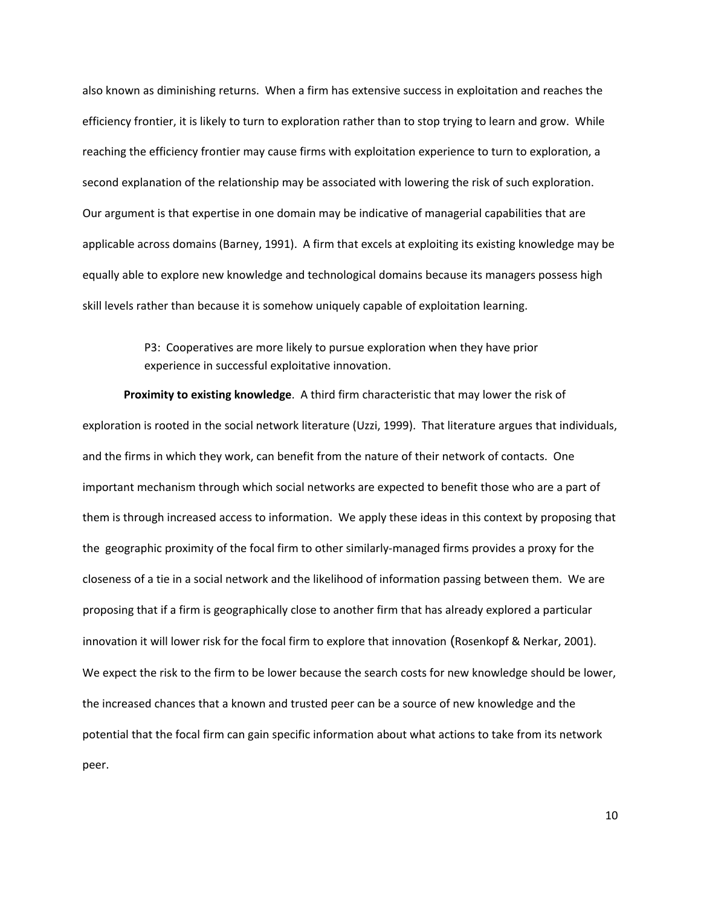also known as diminishing returns. When a firm has extensive success in exploitation and reaches the efficiency frontier, it is likely to turn to exploration rather than to stop trying to learn and grow. While reaching the efficiency frontier may cause firms with exploitation experience to turn to exploration, a second explanation of the relationship may be associated with lowering the risk of such exploration. Our argument is that expertise in one domain may be indicative of managerial capabilities that are applicable across domains (Barney, 1991). A firm that excels at exploiting its existing knowledge may be equally able to explore new knowledge and technological domains because its managers possess high skill levels rather than because it is somehow uniquely capable of exploitation learning.

> P3: Cooperatives are more likely to pursue exploration when they have prior experience in successful exploitative innovation.

**Proximity to existing knowledge**. A third firm characteristic that may lower the risk of exploration is rooted in the social network literature (Uzzi, 1999). That literature argues that individuals, and the firms in which they work, can benefit from the nature of their network of contacts. One important mechanism through which social networks are expected to benefit those who are a part of them is through increased access to information. We apply these ideas in this context by proposing that the geographic proximity of the focal firm to other similarly-managed firms provides a proxy for the closeness of a tie in a social network and the likelihood of information passing between them. We are proposing that if a firm is geographically close to another firm that has already explored a particular innovation it will lower risk for the focal firm to explore that innovation (Rosenkopf & Nerkar, 2001). We expect the risk to the firm to be lower because the search costs for new knowledge should be lower, the increased chances that a known and trusted peer can be a source of new knowledge and the potential that the focal firm can gain specific information about what actions to take from its network peer.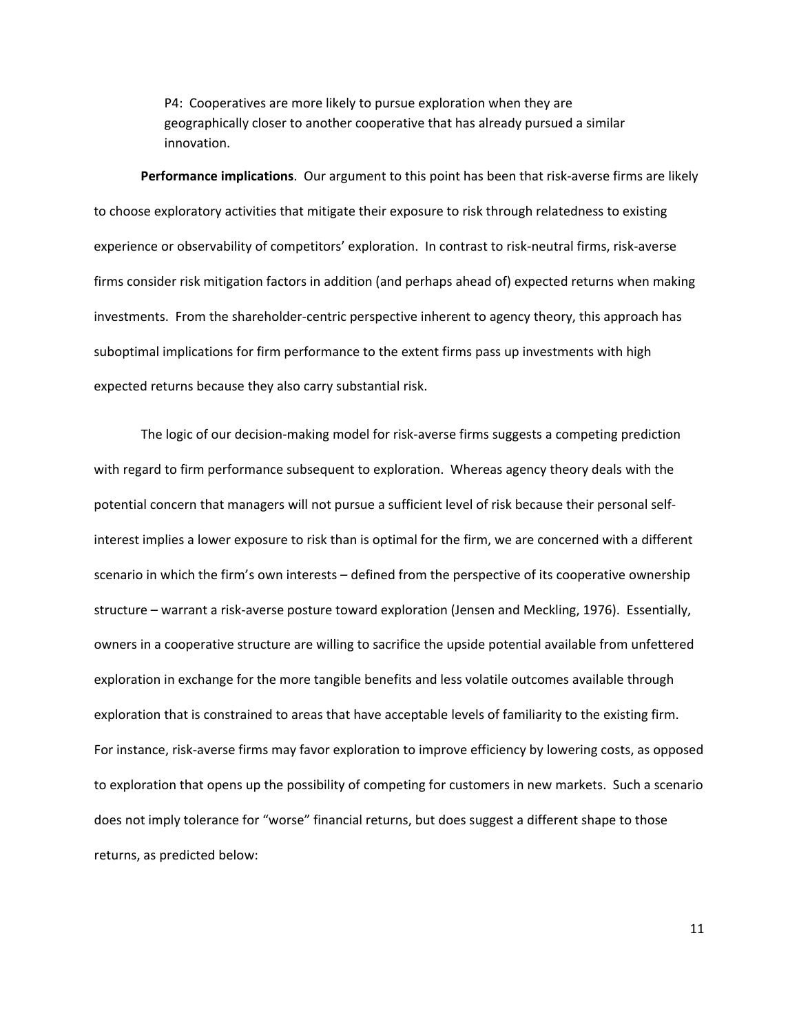P4: Cooperatives are more likely to pursue exploration when they are geographically closer to another cooperative that has already pursued a similar innovation.

**Performance implications**. Our argument to this point has been that risk-averse firms are likely to choose exploratory activities that mitigate their exposure to risk through relatedness to existing experience or observability of competitors' exploration. In contrast to risk-neutral firms, risk-averse firms consider risk mitigation factors in addition (and perhaps ahead of) expected returns when making investments. From the shareholder-centric perspective inherent to agency theory, this approach has suboptimal implications for firm performance to the extent firms pass up investments with high expected returns because they also carry substantial risk.

The logic of our decision-making model for risk-averse firms suggests a competing prediction with regard to firm performance subsequent to exploration. Whereas agency theory deals with the potential concern that managers will not pursue a sufficient level of risk because their personal self-interest implies a lower exposure to risk than is optimal for the firm, we are concerned with a different scenario in which the firm's own interests – defined from the perspective of its cooperative ownership structure – warrant a risk-averse posture toward exploration (Jensen and Meckling, 1976). Essentially, owners in a cooperative structure are willing to sacrifice the upside potential available from unfettered exploration in exchange for the more tangible benefits and less volatile outcomes available through exploration that is constrained to areas that have acceptable levels of familiarity to the existing firm. For instance, risk-averse firms may favor exploration to improve efficiency by lowering costs, as opposed to exploration that opens up the possibility of competing for customers in new markets. Such a scenario does not imply tolerance for "worse" financial returns, but does suggest a different shape to those returns, as predicted below: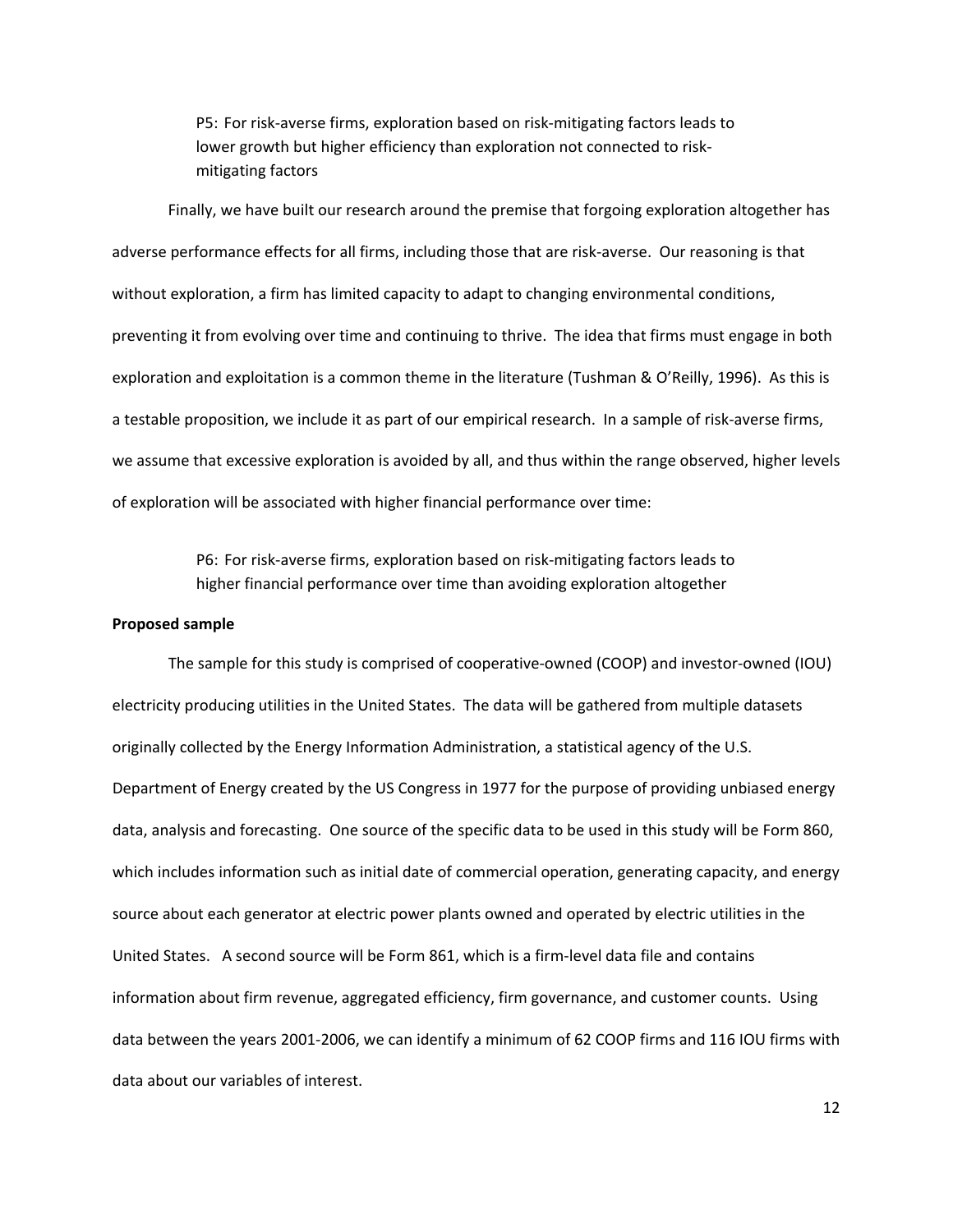> P5: For risk-averse firms, exploration based on risk-mitigating factors leads to lower growth but higher efficiency than exploration not connected to risk-mitigating factors

Finally, we have built our research around the premise that forgoing exploration altogether has adverse performance effects for all firms, including those that are risk-averse. Our reasoning is that without exploration, a firm has limited capacity to adapt to changing environmental conditions, preventing it from evolving over time and continuing to thrive. The idea that firms must engage in both exploration and exploitation is a common theme in the literature (Tushman & O'Reilly, 1996). As this is a testable proposition, we include it as part of our empirical research. In a sample of risk-averse firms, we assume that excessive exploration is avoided by all, and thus within the range observed, higher levels of exploration will be associated with higher financial performance over time:

> P6: For risk-averse firms, exploration based on risk-mitigating factors leads to higher financial performance over time than avoiding exploration altogether

**Proposed sample**

The sample for this study is comprised of cooperative-owned (COOP) and investor-owned (IOU) electricity producing utilities in the United States. The data will be gathered from multiple datasets originally collected by the Energy Information Administration, a statistical agency of the U.S. Department of Energy created by the US Congress in 1977 for the purpose of providing unbiased energy data, analysis and forecasting. One source of the specific data to be used in this study will be Form 860, which includes information such as initial date of commercial operation, generating capacity, and energy source about each generator at electric power plants owned and operated by electric utilities in the United States. A second source will be Form 861, which is a firm-level data file and contains information about firm revenue, aggregated efficiency, firm governance, and customer counts. Using data between the years 2001-2006, we can identify a minimum of 62 COOP firms and 116 IOU firms with data about our variables of interest.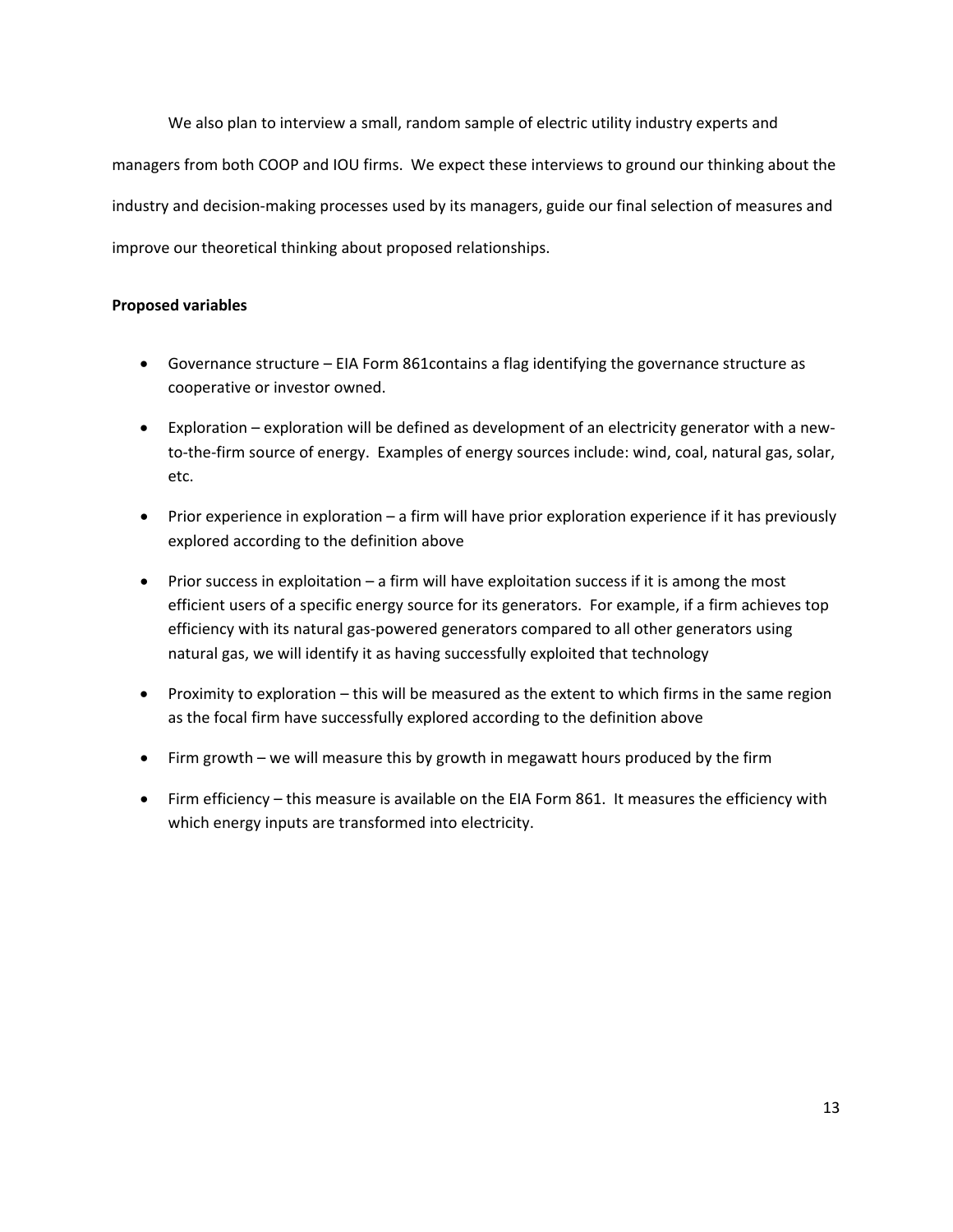We also plan to interview a small, random sample of electric utility industry experts and managers from both COOP and IOU firms. We expect these interviews to ground our thinking about the industry and decision-making processes used by its managers, guide our final selection of measures and improve our theoretical thinking about proposed relationships.

**Proposed variables**

- Governance structure – EIA Form 861contains a flag identifying the governance structure as cooperative or investor owned.
- Exploration – exploration will be defined as development of an electricity generator with a new-to-the-firm source of energy. Examples of energy sources include: wind, coal, natural gas, solar, etc.
- Prior experience in exploration – a firm will have prior exploration experience if it has previously explored according to the definition above
- Prior success in exploitation – a firm will have exploitation success if it is among the most efficient users of a specific energy source for its generators. For example, if a firm achieves top efficiency with its natural gas-powered generators compared to all other generators using natural gas, we will identify it as having successfully exploited that technology
- Proximity to exploration – this will be measured as the extent to which firms in the same region as the focal firm have successfully explored according to the definition above
- Firm growth – we will measure this by growth in megawatt hours produced by the firm
- Firm efficiency – this measure is available on the EIA Form 861. It measures the efficiency with which energy inputs are transformed into electricity.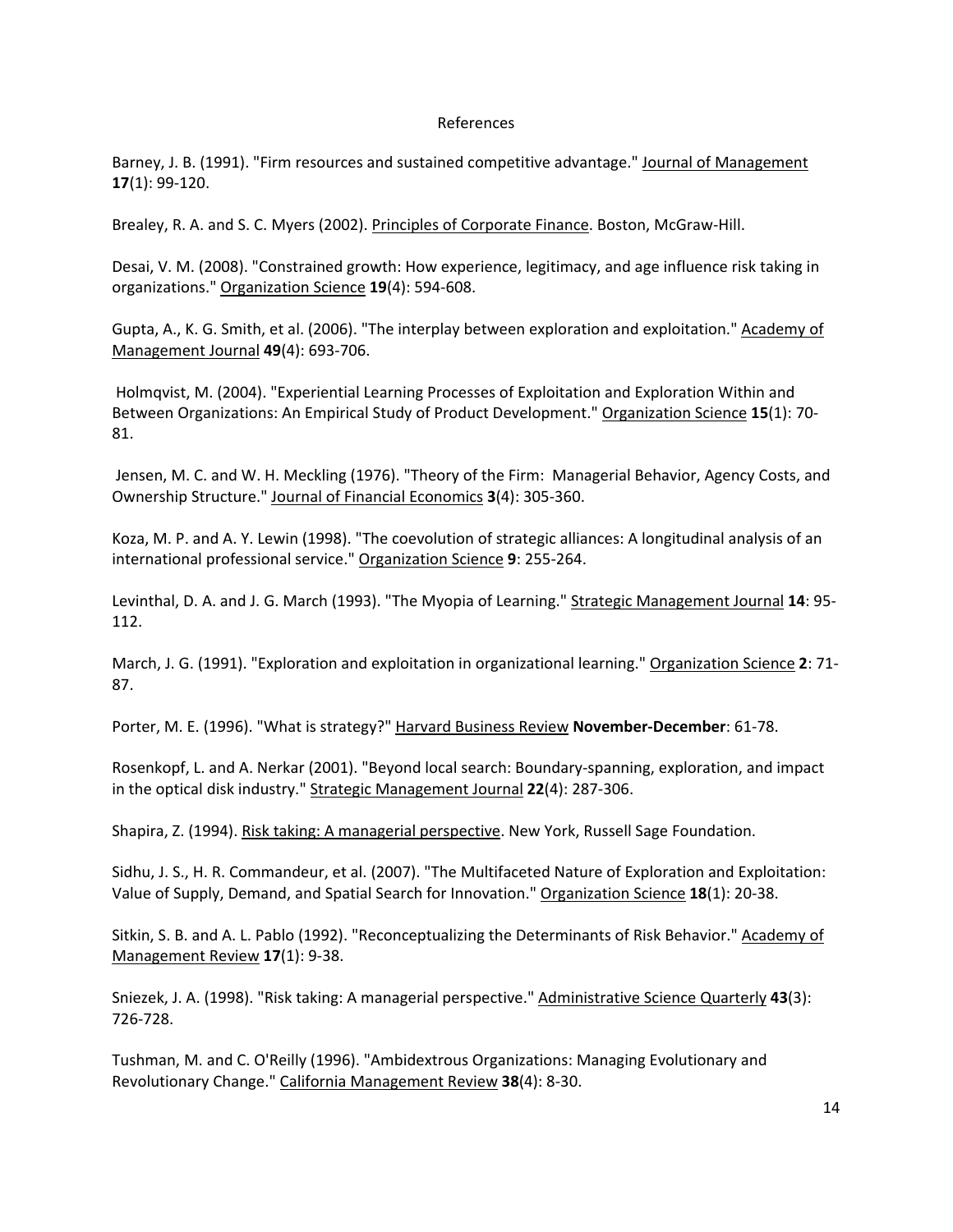# References

Barney, J. B. (1991). "Firm resources and sustained competitive advantage." Journal of Management **17**(1): 99-120.

Brealey, R. A. and S. C. Myers (2002). Principles of Corporate Finance. Boston, McGraw-Hill.

Desai, V. M. (2008). "Constrained growth: How experience, legitimacy, and age influence risk taking in organizations." Organization Science **19**(4): 594-608.

Gupta, A., K. G. Smith, et al. (2006). "The interplay between exploration and exploitation." Academy of Management Journal **49**(4): 693-706.

Holmqvist, M. (2004). "Experiential Learning Processes of Exploitation and Exploration Within and Between Organizations: An Empirical Study of Product Development." Organization Science **15**(1): 70-81.

Jensen, M. C. and W. H. Meckling (1976). "Theory of the Firm: Managerial Behavior, Agency Costs, and Ownership Structure." Journal of Financial Economics **3**(4): 305-360.

Koza, M. P. and A. Y. Lewin (1998). "The coevolution of strategic alliances: A longitudinal analysis of an international professional service." Organization Science **9**: 255-264.

Levinthal, D. A. and J. G. March (1993). "The Myopia of Learning." Strategic Management Journal **14**: 95-112.

March, J. G. (1991). "Exploration and exploitation in organizational learning." Organization Science **2**: 71-87.

Porter, M. E. (1996). "What is strategy?" Harvard Business Review **November-December**: 61-78.

Rosenkopf, L. and A. Nerkar (2001). "Beyond local search: Boundary-spanning, exploration, and impact in the optical disk industry." Strategic Management Journal **22**(4): 287-306.

Shapira, Z. (1994). Risk taking: A managerial perspective. New York, Russell Sage Foundation.

Sidhu, J. S., H. R. Commandeur, et al. (2007). "The Multifaceted Nature of Exploration and Exploitation: Value of Supply, Demand, and Spatial Search for Innovation." Organization Science **18**(1): 20-38.

Sitkin, S. B. and A. L. Pablo (1992). "Reconceptualizing the Determinants of Risk Behavior." Academy of Management Review **17**(1): 9-38.

Sniezek, J. A. (1998). "Risk taking: A managerial perspective." Administrative Science Quarterly **43**(3): 726-728.

Tushman, M. and C. O'Reilly (1996). "Ambidextrous Organizations: Managing Evolutionary and Revolutionary Change." California Management Review **38**(4): 8-30.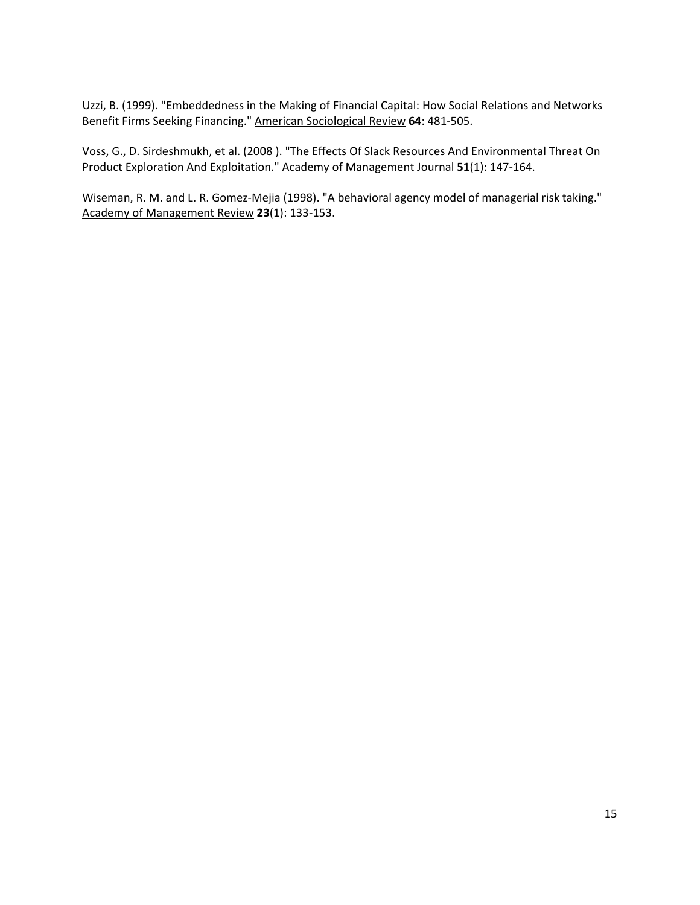Uzzi, B. (1999). "Embeddedness in the Making of Financial Capital: How Social Relations and Networks Benefit Firms Seeking Financing." American Sociological Review **64**: 481-505.

Voss, G., D. Sirdeshmukh, et al. (2008 ). "The Effects Of Slack Resources And Environmental Threat On Product Exploration And Exploitation." Academy of Management Journal **51**(1): 147-164.

Wiseman, R. M. and L. R. Gomez-Mejia (1998). "A behavioral agency model of managerial risk taking." Academy of Management Review **23**(1): 133-153.